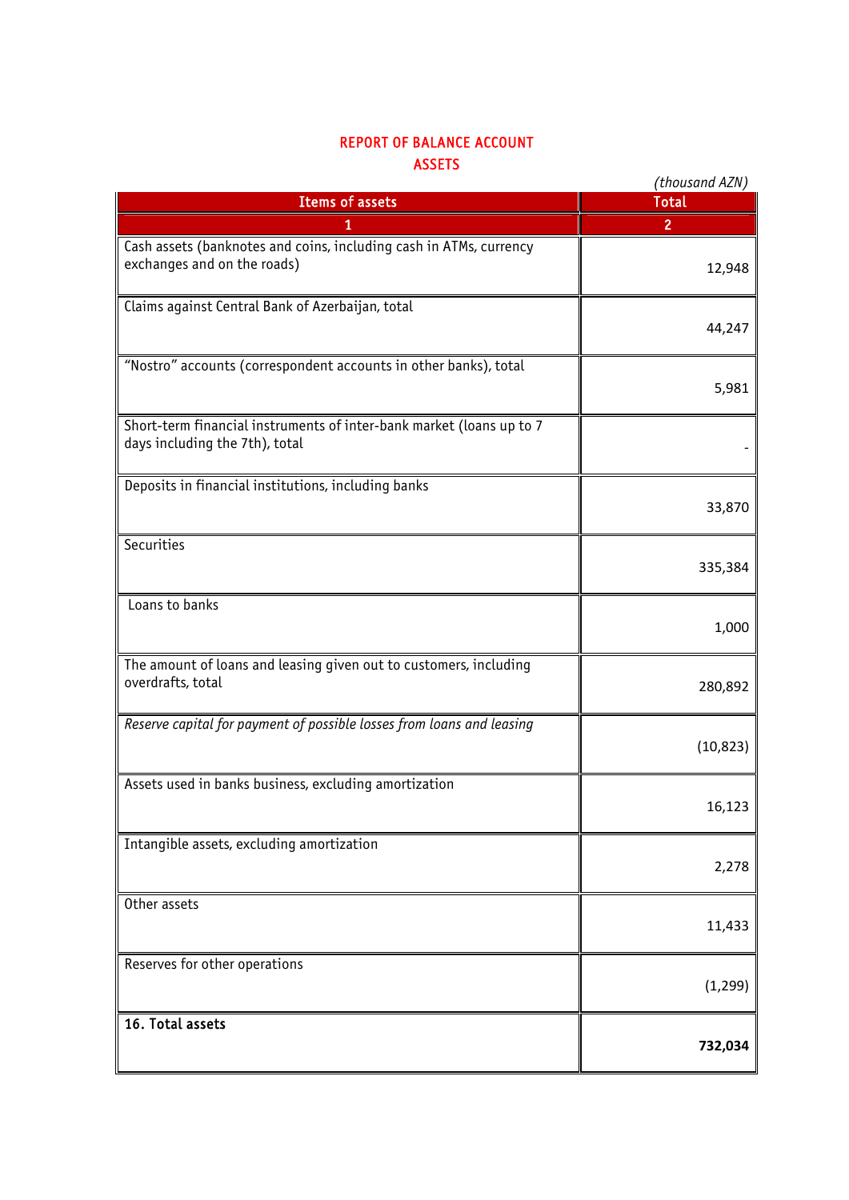# REPORT OF BALANCE ACCOUNT

## ASSETS

*(thousand AZN)*

| Items of assets | Total |
|---|---|
| 1 | 2 |
| Cash assets (banknotes and coins, including cash in ATMs, currency exchanges and on the roads) | 12,948 |
| Claims against Central Bank of Azerbaijan, total | 44,247 |
| “Nostro” accounts (correspondent accounts in other banks), total | 5,981 |
| Short-term financial instruments of inter-bank market (loans up to 7 days including the 7th), total | - |
| Deposits in financial institutions, including banks | 33,870 |
| Securities | 335,384 |
| Loans to banks | 1,000 |
| The amount of loans and leasing given out to customers, including overdrafts, total | 280,892 |
| *Reserve capital for payment of possible losses from loans and leasing* | (10,823) |
| Assets used in banks business, excluding amortization | 16,123 |
| Intangible assets, excluding amortization | 2,278 |
| Other assets | 11,433 |
| Reserves for other operations | (1,299) |
| **16. Total assets** | **732,034** |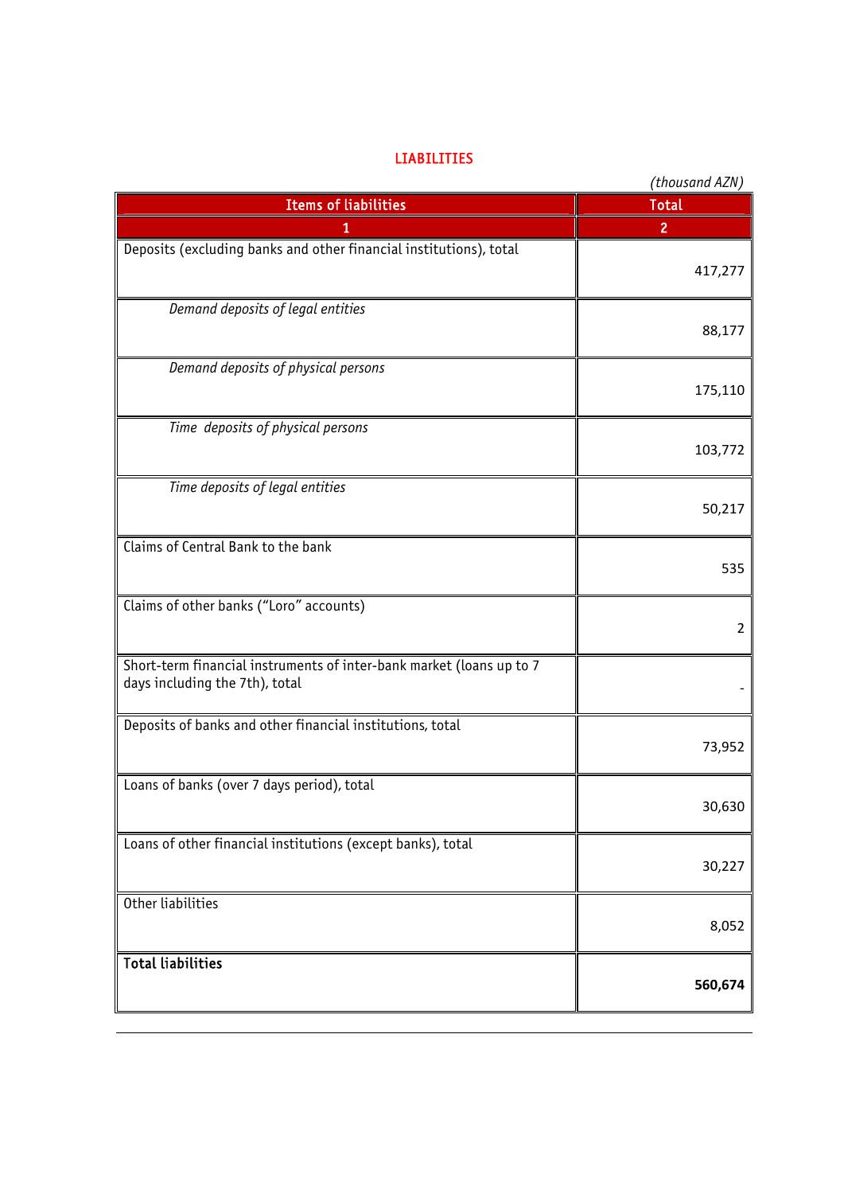## LIABILITIES

*(thousand AZN)*

| Items of liabilities | Total |
|---|---|
| 1 | 2 |
| Deposits (excluding banks and other financial institutions), total | 417,277 |
| *Demand deposits of legal entities* | 88,177 |
| *Demand deposits of physical persons* | 175,110 |
| *Time deposits of physical persons* | 103,772 |
| *Time deposits of legal entities* | 50,217 |
| Claims of Central Bank to the bank | 535 |
| Claims of other banks ("Loro" accounts) | 2 |
| Short-term financial instruments of inter-bank market (loans up to 7 days including the 7th), total | - |
| Deposits of banks and other financial institutions, total | 73,952 |
| Loans of banks (over 7 days period), total | 30,630 |
| Loans of other financial institutions (except banks), total | 30,227 |
| Other liabilities | 8,052 |
| **Total liabilities** | **560,674** |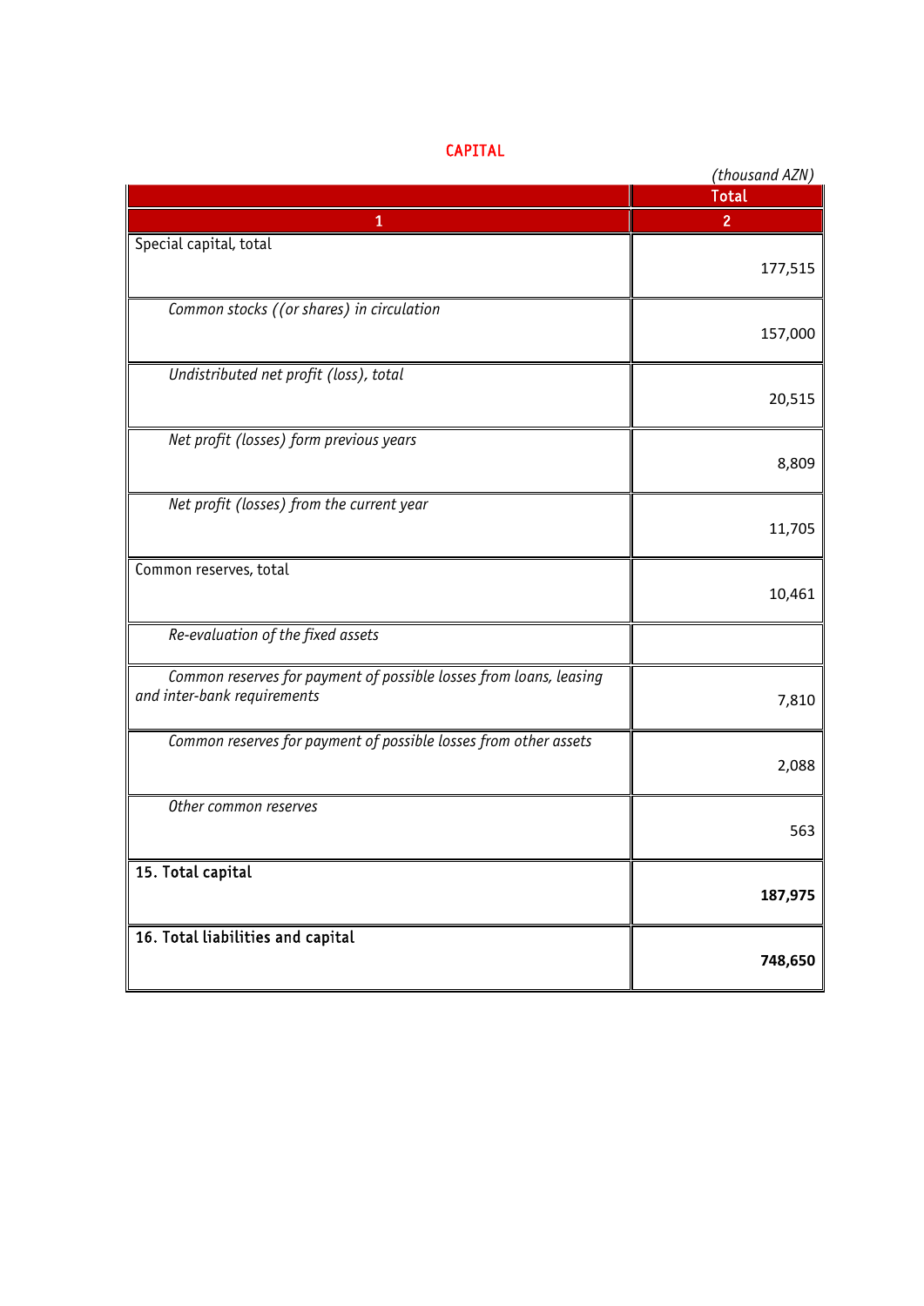## CAPITAL

(thousand AZN)

| 1 | Total<br>2 |
|---|---|
| Special capital, total | 177,515 |
| *Common stocks ((or shares) in circulation* | 157,000 |
| *Undistributed net profit (loss), total* | 20,515 |
| *Net profit (losses) form previous years* | 8,809 |
| *Net profit (losses) from the current year* | 11,705 |
| Common reserves, total | 10,461 |
| *Re-evaluation of the fixed assets* | |
| *Common reserves for payment of possible losses from loans, leasing and inter-bank requirements* | 7,810 |
| *Common reserves for payment of possible losses from other assets* | 2,088 |
| *Other common reserves* | 563 |
| **15. Total capital** | **187,975** |
| **16. Total liabilities and capital** | **748,650** |